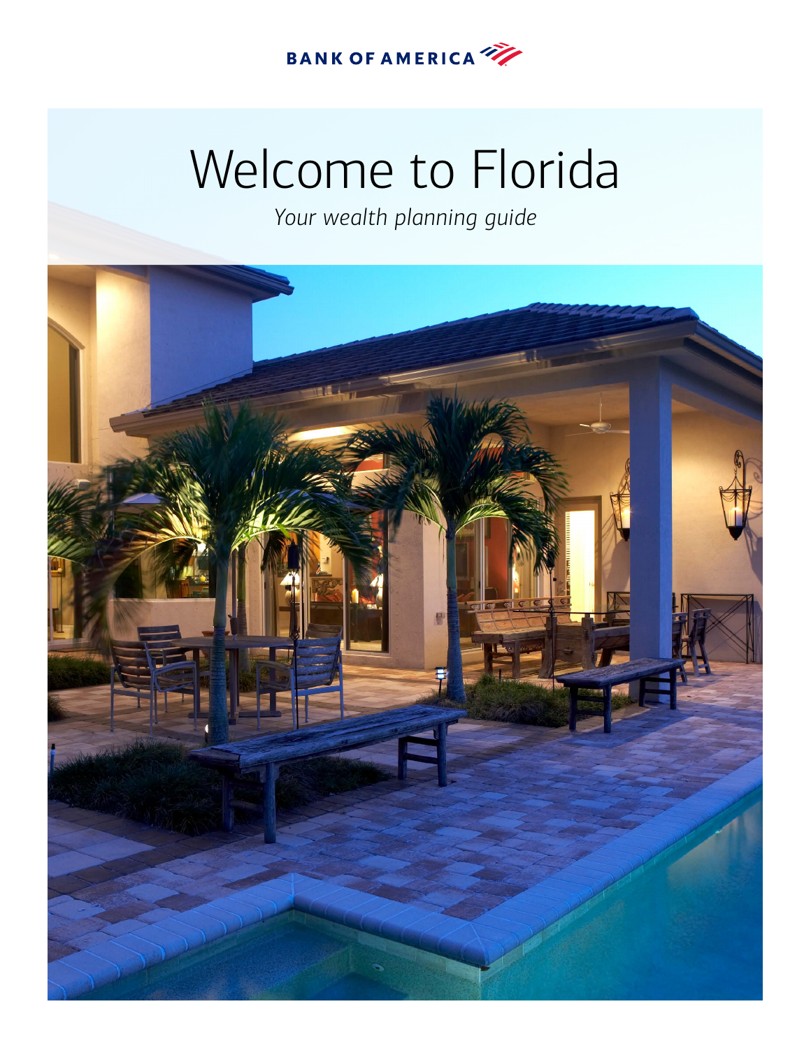BANK OF AMERICA

# Welcome to Florida

*Your wealth planning guide*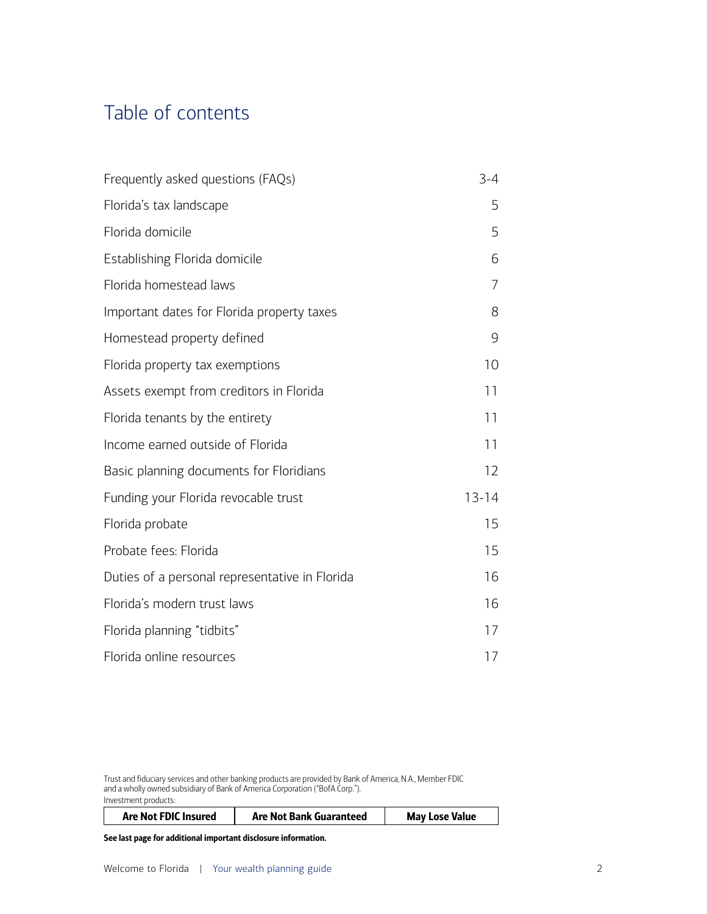# Table of contents

| | |
|---|---|
| Frequently asked questions (FAQs) | 3-4 |
| Florida's tax landscape | 5 |
| Florida domicile | 5 |
| Establishing Florida domicile | 6 |
| Florida homestead laws | 7 |
| Important dates for Florida property taxes | 8 |
| Homestead property defined | 9 |
| Florida property tax exemptions | 10 |
| Assets exempt from creditors in Florida | 11 |
| Florida tenants by the entirety | 11 |
| Income earned outside of Florida | 11 |
| Basic planning documents for Floridians | 12 |
| Funding your Florida revocable trust | 13-14 |
| Florida probate | 15 |
| Probate fees: Florida | 15 |
| Duties of a personal representative in Florida | 16 |
| Florida's modern trust laws | 16 |
| Florida planning "tidbits" | 17 |
| Florida online resources | 17 |

Trust and fiduciary services and other banking products are provided by Bank of America, N.A., Member FDIC and a wholly owned subsidiary of Bank of America Corporation ("BofA Corp.").

Investment products:

| Are Not FDIC Insured | Are Not Bank Guaranteed | May Lose Value |
|---|---|---|

**See last page for additional important disclosure information.**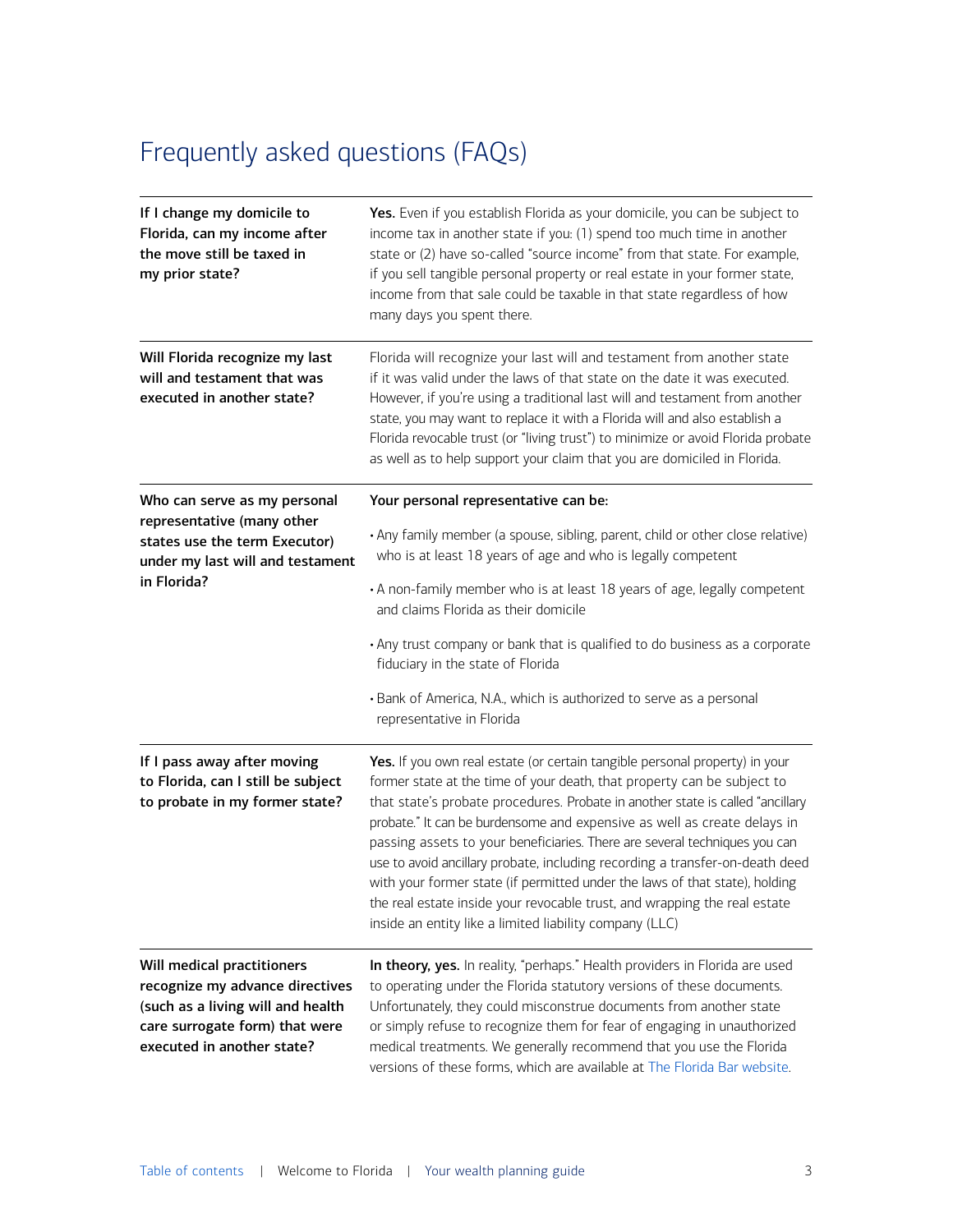# Frequently asked questions (FAQs)

| | |
|---|---|
| **If I change my domicile to Florida, can my income after the move still be taxed in my prior state?** | **Yes.** Even if you establish Florida as your domicile, you can be subject to income tax in another state if you: (1) spend too much time in another state or (2) have so-called "source income" from that state. For example, if you sell tangible personal property or real estate in your former state, income from that sale could be taxable in that state regardless of how many days you spent there. |
| **Will Florida recognize my last will and testament that was executed in another state?** | Florida will recognize your last will and testament from another state if it was valid under the laws of that state on the date it was executed. However, if you're using a traditional last will and testament from another state, you may want to replace it with a Florida will and also establish a Florida revocable trust (or "living trust") to minimize or avoid Florida probate as well as to help support your claim that you are domiciled in Florida. |
| **Who can serve as my personal representative (many other states use the term Executor) under my last will and testament in Florida?** | **Your personal representative can be:**<br>• Any family member (a spouse, sibling, parent, child or other close relative) who is at least 18 years of age and who is legally competent<br>• A non-family member who is at least 18 years of age, legally competent and claims Florida as their domicile<br>• Any trust company or bank that is qualified to do business as a corporate fiduciary in the state of Florida<br>• Bank of America, N.A., which is authorized to serve as a personal representative in Florida |
| **If I pass away after moving to Florida, can I still be subject to probate in my former state?** | **Yes.** If you own real estate (or certain tangible personal property) in your former state at the time of your death, that property can be subject to that state's probate procedures. Probate in another state is called "ancillary probate." It can be burdensome and expensive as well as create delays in passing assets to your beneficiaries. There are several techniques you can use to avoid ancillary probate, including recording a transfer-on-death deed with your former state (if permitted under the laws of that state), holding the real estate inside your revocable trust, and wrapping the real estate inside an entity like a limited liability company (LLC) |
| **Will medical practitioners recognize my advance directives (such as a living will and health care surrogate form) that were executed in another state?** | **In theory, yes.** In reality, "perhaps." Health providers in Florida are used to operating under the Florida statutory versions of these documents. Unfortunately, they could misconstrue documents from another state or simply refuse to recognize them for fear of engaging in unauthorized medical treatments. We generally recommend that you use the Florida versions of these forms, which are available at The Florida Bar website. |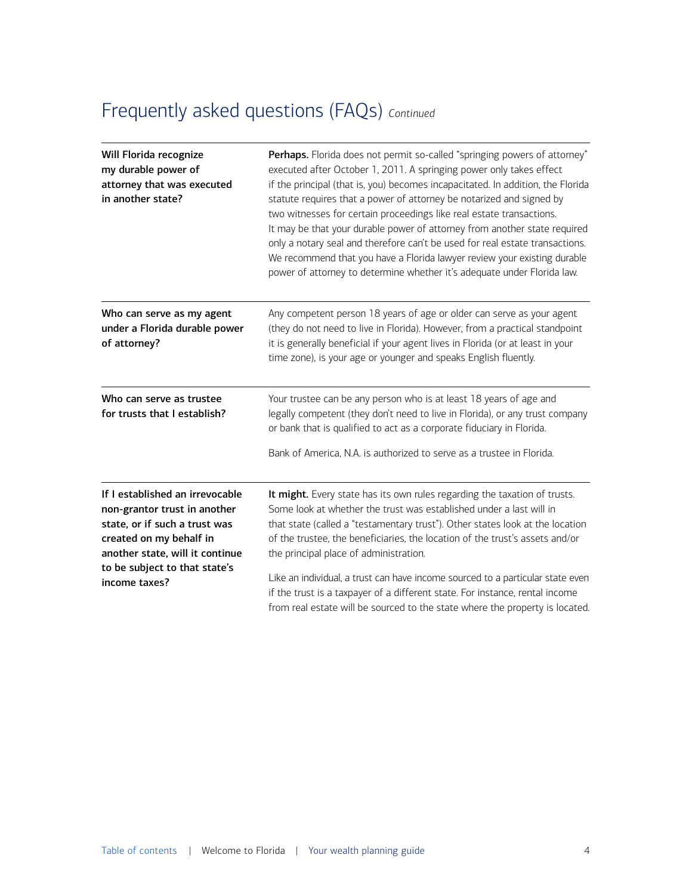# Frequently asked questions (FAQs) *Continued*

| | |
|---|---|
| **Will Florida recognize my durable power of attorney that was executed in another state?** | **Perhaps.** Florida does not permit so-called "springing powers of attorney" executed after October 1, 2011. A springing power only takes effect if the principal (that is, you) becomes incapacitated. In addition, the Florida statute requires that a power of attorney be notarized and signed by two witnesses for certain proceedings like real estate transactions. It may be that your durable power of attorney from another state required only a notary seal and therefore can't be used for real estate transactions. We recommend that you have a Florida lawyer review your existing durable power of attorney to determine whether it's adequate under Florida law. |
| **Who can serve as my agent under a Florida durable power of attorney?** | Any competent person 18 years of age or older can serve as your agent (they do not need to live in Florida). However, from a practical standpoint it is generally beneficial if your agent lives in Florida (or at least in your time zone), is your age or younger and speaks English fluently. |
| **Who can serve as trustee for trusts that I establish?** | Your trustee can be any person who is at least 18 years of age and legally competent (they don't need to live in Florida), or any trust company or bank that is qualified to act as a corporate fiduciary in Florida.<br><br>Bank of America, N.A. is authorized to serve as a trustee in Florida. |
| **If I established an irrevocable non-grantor trust in another state, or if such a trust was created on my behalf in another state, will it continue to be subject to that state's income taxes?** | **It might.** Every state has its own rules regarding the taxation of trusts. Some look at whether the trust was established under a last will in that state (called a "testamentary trust"). Other states look at the location of the trustee, the beneficiaries, the location of the trust's assets and/or the principal place of administration.<br><br>Like an individual, a trust can have income sourced to a particular state even if the trust is a taxpayer of a different state. For instance, rental income from real estate will be sourced to the state where the property is located. |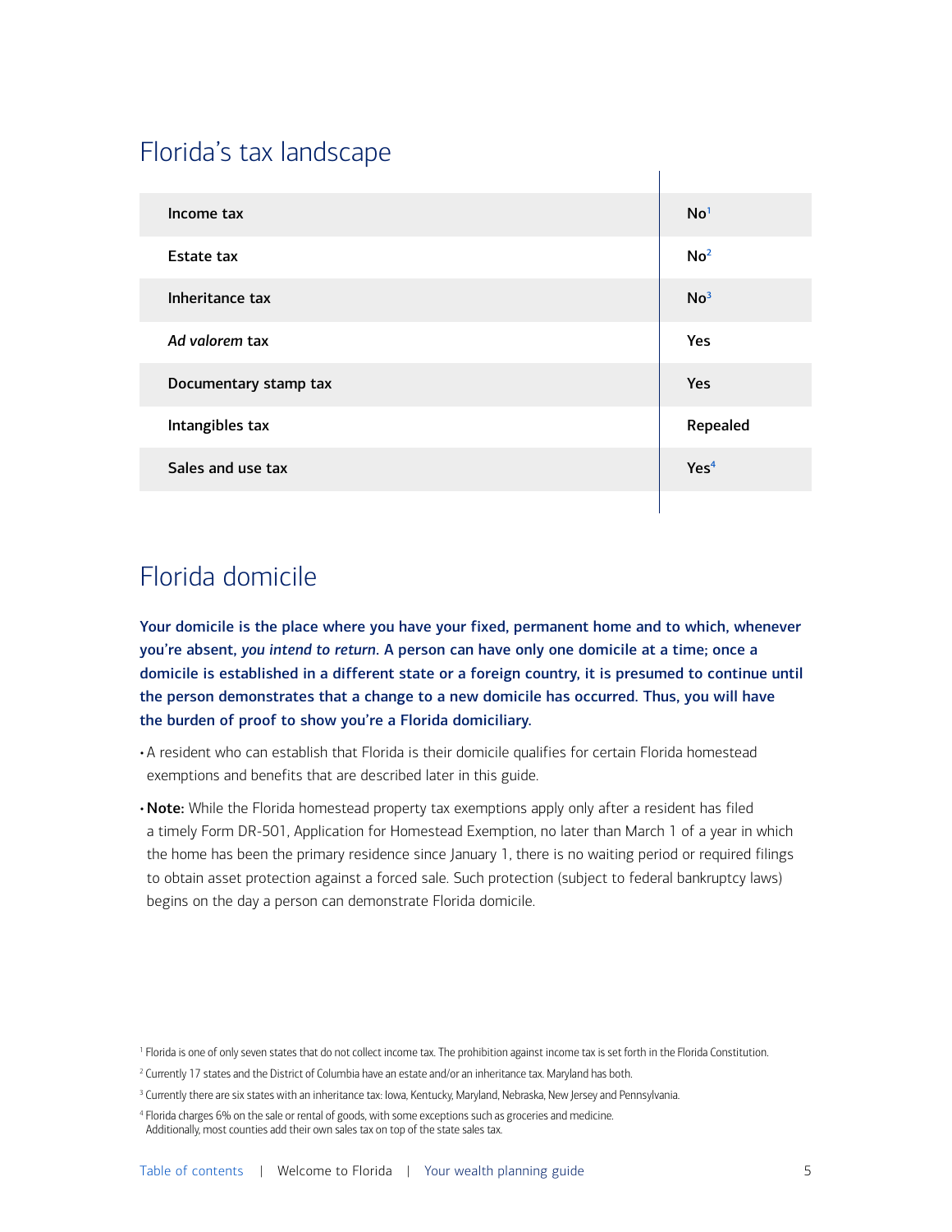## Florida's tax landscape

| Tax | |
|---|---|
| Income tax | No[1] |
| Estate tax | No[2] |
| Inheritance tax | No[3] |
| *Ad valorem* tax | Yes |
| Documentary stamp tax | Yes |
| Intangibles tax | Repealed |
| Sales and use tax | Yes[4] |

## Florida domicile

**Your domicile is the place where you have your fixed, permanent home and to which, whenever you're absent, *you intend to return*. A person can have only one domicile at a time; once a domicile is established in a different state or a foreign country, it is presumed to continue until the person demonstrates that a change to a new domicile has occurred. Thus, you will have the burden of proof to show you're a Florida domiciliary.**

- A resident who can establish that Florida is their domicile qualifies for certain Florida homestead exemptions and benefits that are described later in this guide.
- **Note:** While the Florida homestead property tax exemptions apply only after a resident has filed a timely Form DR-501, Application for Homestead Exemption, no later than March 1 of a year in which the home has been the primary residence since January 1, there is no waiting period or required filings to obtain asset protection against a forced sale. Such protection (subject to federal bankruptcy laws) begins on the day a person can demonstrate Florida domicile.

[1] Florida is one of only seven states that do not collect income tax. The prohibition against income tax is set forth in the Florida Constitution.

[2] Currently 17 states and the District of Columbia have an estate and/or an inheritance tax. Maryland has both.

[3] Currently there are six states with an inheritance tax: Iowa, Kentucky, Maryland, Nebraska, New Jersey and Pennsylvania.

[4] Florida charges 6% on the sale or rental of goods, with some exceptions such as groceries and medicine. Additionally, most counties add their own sales tax on top of the state sales tax.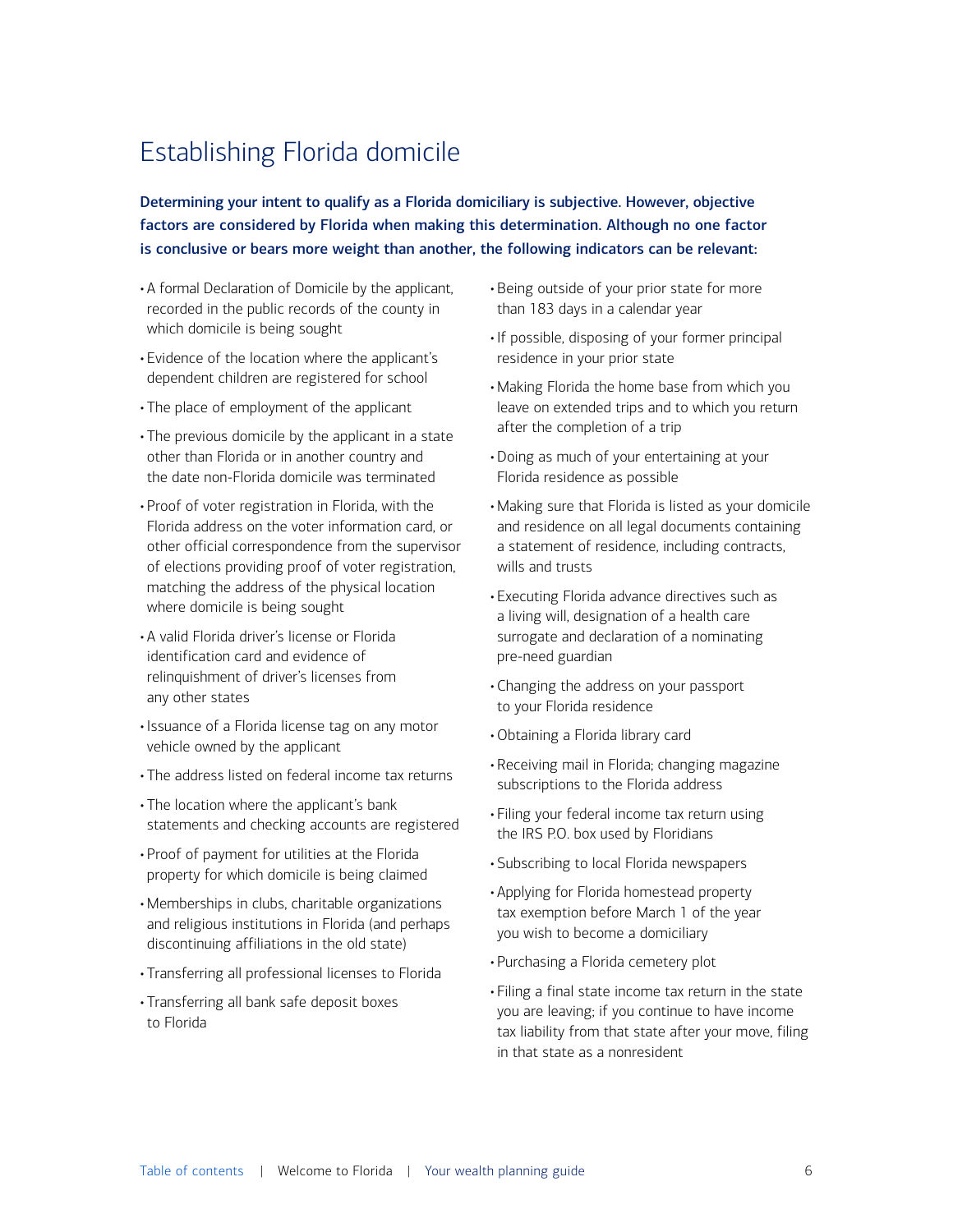# Establishing Florida domicile

**Determining your intent to qualify as a Florida domiciliary is subjective. However, objective factors are considered by Florida when making this determination. Although no one factor is conclusive or bears more weight than another, the following indicators can be relevant:**

- A formal Declaration of Domicile by the applicant, recorded in the public records of the county in which domicile is being sought
- Evidence of the location where the applicant's dependent children are registered for school
- The place of employment of the applicant
- The previous domicile by the applicant in a state other than Florida or in another country and the date non-Florida domicile was terminated
- Proof of voter registration in Florida, with the Florida address on the voter information card, or other official correspondence from the supervisor of elections providing proof of voter registration, matching the address of the physical location where domicile is being sought
- A valid Florida driver's license or Florida identification card and evidence of relinquishment of driver's licenses from any other states
- Issuance of a Florida license tag on any motor vehicle owned by the applicant
- The address listed on federal income tax returns
- The location where the applicant's bank statements and checking accounts are registered
- Proof of payment for utilities at the Florida property for which domicile is being claimed
- Memberships in clubs, charitable organizations and religious institutions in Florida (and perhaps discontinuing affiliations in the old state)
- Transferring all professional licenses to Florida
- Transferring all bank safe deposit boxes to Florida
- Being outside of your prior state for more than 183 days in a calendar year
- If possible, disposing of your former principal residence in your prior state
- Making Florida the home base from which you leave on extended trips and to which you return after the completion of a trip
- Doing as much of your entertaining at your Florida residence as possible
- Making sure that Florida is listed as your domicile and residence on all legal documents containing a statement of residence, including contracts, wills and trusts
- Executing Florida advance directives such as a living will, designation of a health care surrogate and declaration of a nominating pre-need guardian
- Changing the address on your passport to your Florida residence
- Obtaining a Florida library card
- Receiving mail in Florida; changing magazine subscriptions to the Florida address
- Filing your federal income tax return using the IRS P.O. box used by Floridians
- Subscribing to local Florida newspapers
- Applying for Florida homestead property tax exemption before March 1 of the year you wish to become a domiciliary
- Purchasing a Florida cemetery plot
- Filing a final state income tax return in the state you are leaving; if you continue to have income tax liability from that state after your move, filing in that state as a nonresident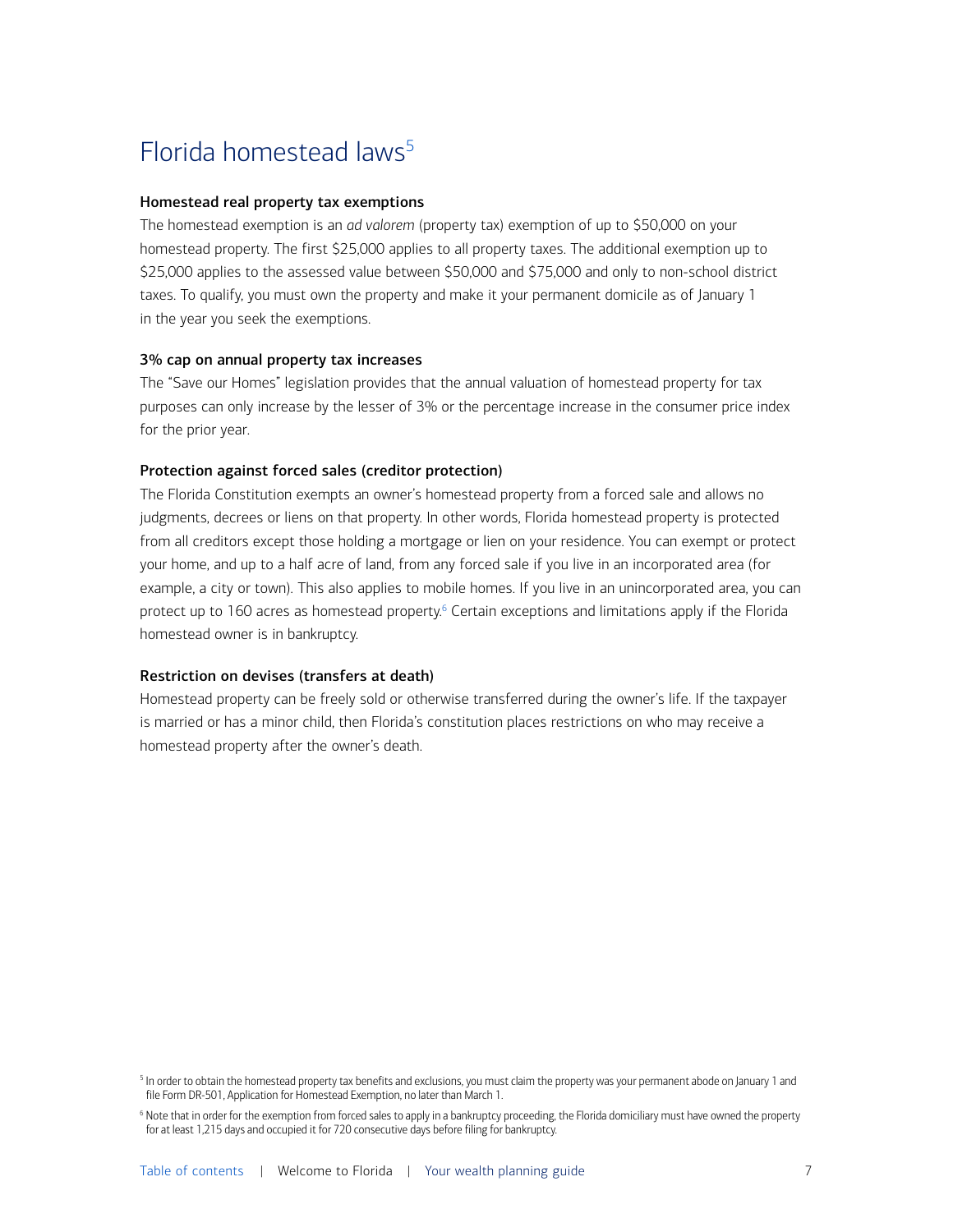# Florida homestead laws[5]

### Homestead real property tax exemptions

The homestead exemption is an *ad valorem* (property tax) exemption of up to $50,000 on your homestead property. The first $25,000 applies to all property taxes. The additional exemption up to $25,000 applies to the assessed value between $50,000 and $75,000 and only to non-school district taxes. To qualify, you must own the property and make it your permanent domicile as of January 1 in the year you seek the exemptions.

### 3% cap on annual property tax increases

The "Save our Homes" legislation provides that the annual valuation of homestead property for tax purposes can only increase by the lesser of 3% or the percentage increase in the consumer price index for the prior year.

### Protection against forced sales (creditor protection)

The Florida Constitution exempts an owner's homestead property from a forced sale and allows no judgments, decrees or liens on that property. In other words, Florida homestead property is protected from all creditors except those holding a mortgage or lien on your residence. You can exempt or protect your home, and up to a half acre of land, from any forced sale if you live in an incorporated area (for example, a city or town). This also applies to mobile homes. If you live in an unincorporated area, you can protect up to 160 acres as homestead property.[6] Certain exceptions and limitations apply if the Florida homestead owner is in bankruptcy.

### Restriction on devises (transfers at death)

Homestead property can be freely sold or otherwise transferred during the owner's life. If the taxpayer is married or has a minor child, then Florida's constitution places restrictions on who may receive a homestead property after the owner's death.

[5] In order to obtain the homestead property tax benefits and exclusions, you must claim the property was your permanent abode on January 1 and file Form DR-501, Application for Homestead Exemption, no later than March 1.

[6] Note that in order for the exemption from forced sales to apply in a bankruptcy proceeding, the Florida domiciliary must have owned the property for at least 1,215 days and occupied it for 720 consecutive days before filing for bankruptcy.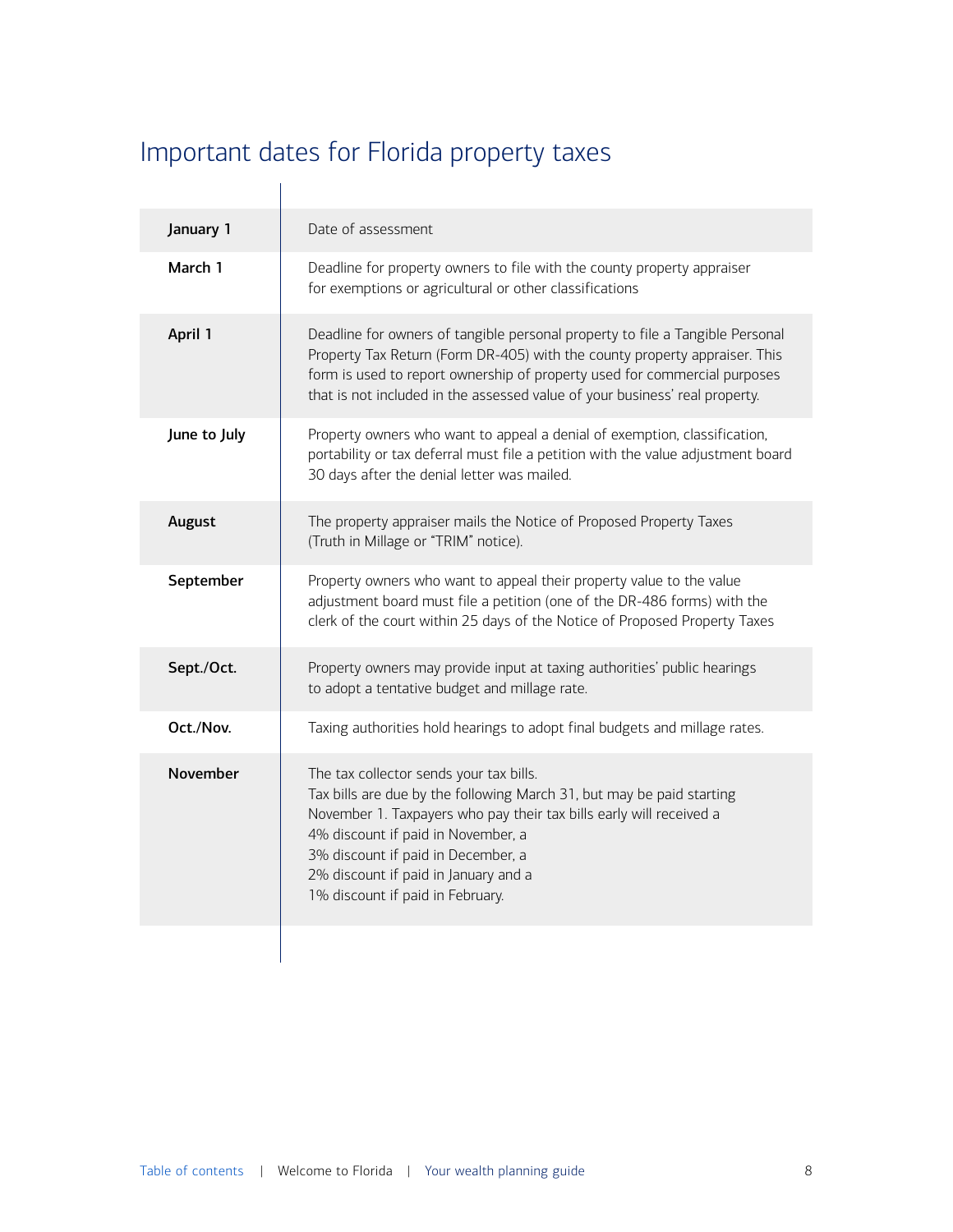# Important dates for Florida property taxes

| | |
|---|---|
| **January 1** | Date of assessment |
| **March 1** | Deadline for property owners to file with the county property appraiser for exemptions or agricultural or other classifications |
| **April 1** | Deadline for owners of tangible personal property to file a Tangible Personal Property Tax Return (Form DR-405) with the county property appraiser. This form is used to report ownership of property used for commercial purposes that is not included in the assessed value of your business' real property. |
| **June to July** | Property owners who want to appeal a denial of exemption, classification, portability or tax deferral must file a petition with the value adjustment board 30 days after the denial letter was mailed. |
| **August** | The property appraiser mails the Notice of Proposed Property Taxes (Truth in Millage or "TRIM" notice). |
| **September** | Property owners who want to appeal their property value to the value adjustment board must file a petition (one of the DR-486 forms) with the clerk of the court within 25 days of the Notice of Proposed Property Taxes |
| **Sept./Oct.** | Property owners may provide input at taxing authorities' public hearings to adopt a tentative budget and millage rate. |
| **Oct./Nov.** | Taxing authorities hold hearings to adopt final budgets and millage rates. |
| **November** | The tax collector sends your tax bills.<br>Tax bills are due by the following March 31, but may be paid starting November 1. Taxpayers who pay their tax bills early will received a<br>4% discount if paid in November, a<br>3% discount if paid in December, a<br>2% discount if paid in January and a<br>1% discount if paid in February. |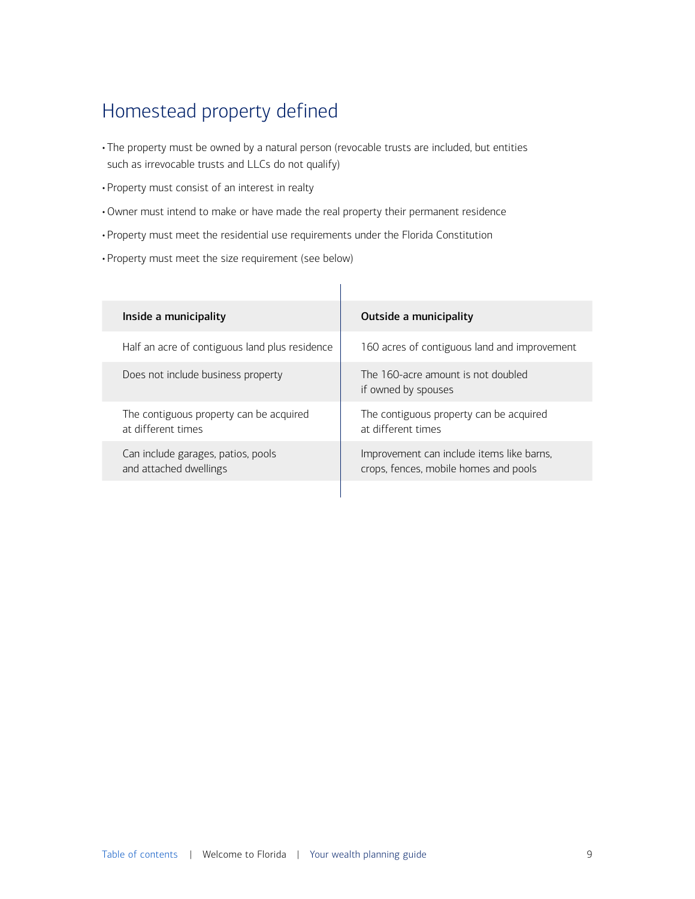# Homestead property defined

- The property must be owned by a natural person (revocable trusts are included, but entities such as irrevocable trusts and LLCs do not qualify)
- Property must consist of an interest in realty
- Owner must intend to make or have made the real property their permanent residence
- Property must meet the residential use requirements under the Florida Constitution
- Property must meet the size requirement (see below)

| Inside a municipality | Outside a municipality |
| --- | --- |
| Half an acre of contiguous land plus residence | 160 acres of contiguous land and improvement |
| Does not include business property | The 160-acre amount is not doubled if owned by spouses |
| The contiguous property can be acquired at different times | The contiguous property can be acquired at different times |
| Can include garages, patios, pools and attached dwellings | Improvement can include items like barns, crops, fences, mobile homes and pools |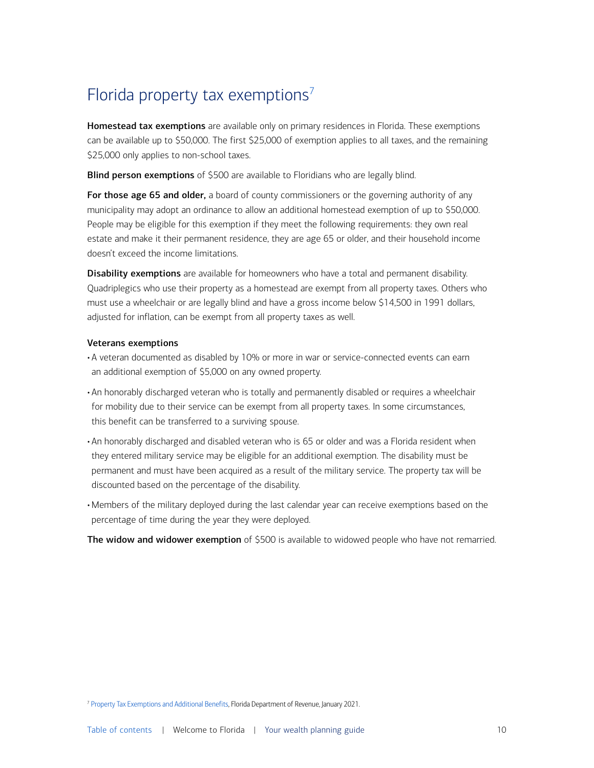# Florida property tax exemptions[7]

**Homestead tax exemptions** are available only on primary residences in Florida. These exemptions can be available up to $50,000. The first $25,000 of exemption applies to all taxes, and the remaining $25,000 only applies to non-school taxes.

**Blind person exemptions** of $500 are available to Floridians who are legally blind.

**For those age 65 and older,** a board of county commissioners or the governing authority of any municipality may adopt an ordinance to allow an additional homestead exemption of up to $50,000. People may be eligible for this exemption if they meet the following requirements: they own real estate and make it their permanent residence, they are age 65 or older, and their household income doesn't exceed the income limitations.

**Disability exemptions** are available for homeowners who have a total and permanent disability. Quadriplegics who use their property as a homestead are exempt from all property taxes. Others who must use a wheelchair or are legally blind and have a gross income below $14,500 in 1991 dollars, adjusted for inflation, can be exempt from all property taxes as well.

### Veterans exemptions

- A veteran documented as disabled by 10% or more in war or service-connected events can earn an additional exemption of $5,000 on any owned property.
- An honorably discharged veteran who is totally and permanently disabled or requires a wheelchair for mobility due to their service can be exempt from all property taxes. In some circumstances, this benefit can be transferred to a surviving spouse.
- An honorably discharged and disabled veteran who is 65 or older and was a Florida resident when they entered military service may be eligible for an additional exemption. The disability must be permanent and must have been acquired as a result of the military service. The property tax will be discounted based on the percentage of the disability.
- Members of the military deployed during the last calendar year can receive exemptions based on the percentage of time during the year they were deployed.

**The widow and widower exemption** of $500 is available to widowed people who have not remarried.

[7] Property Tax Exemptions and Additional Benefits, Florida Department of Revenue, January 2021.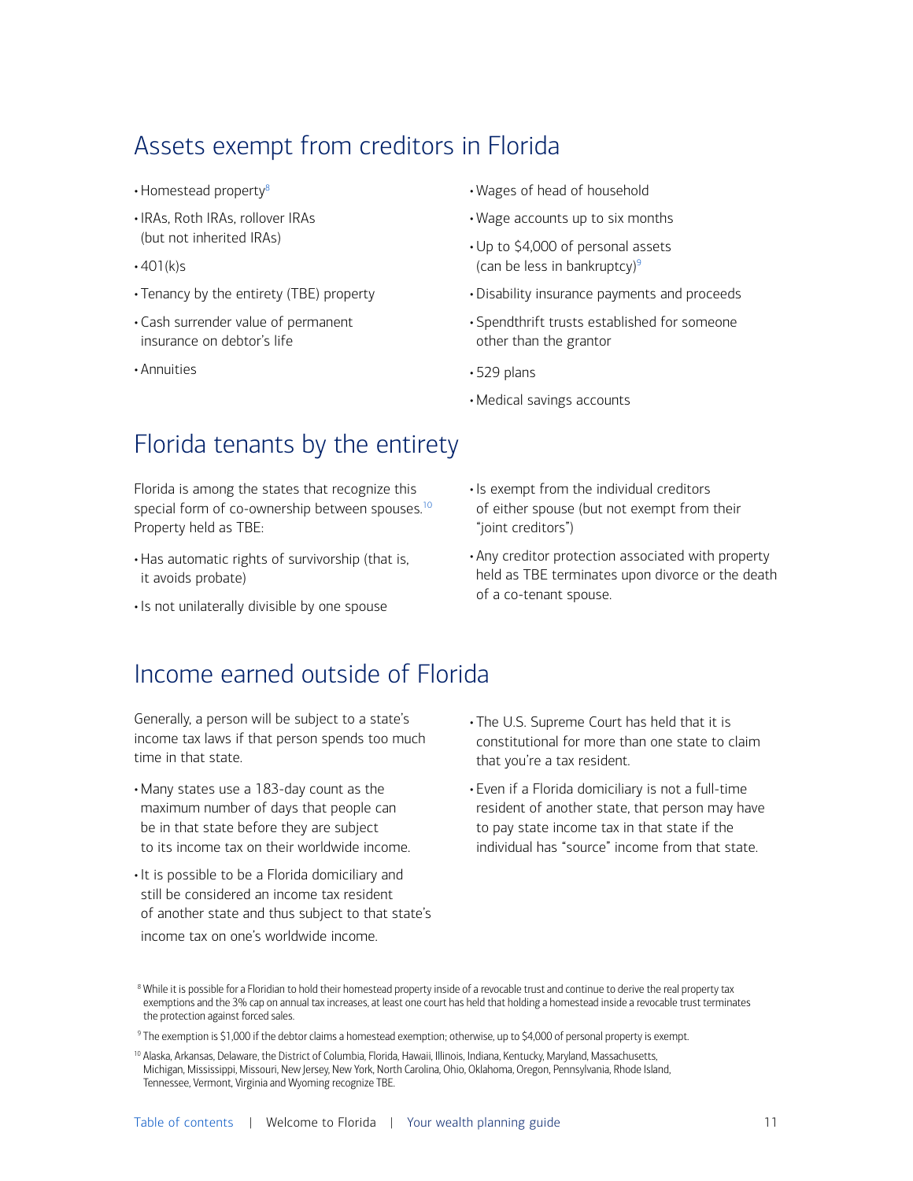## Assets exempt from creditors in Florida

- Homestead property[8]
- IRAs, Roth IRAs, rollover IRAs (but not inherited IRAs)
- 401(k)s
- Tenancy by the entirety (TBE) property
- Cash surrender value of permanent insurance on debtor's life
- Annuities
- Wages of head of household
- Wage accounts up to six months
- Up to $4,000 of personal assets (can be less in bankruptcy)[9]
- Disability insurance payments and proceeds
- Spendthrift trusts established for someone other than the grantor
- 529 plans
- Medical savings accounts

## Florida tenants by the entirety

Florida is among the states that recognize this special form of co-ownership between spouses.[10] Property held as TBE:

- Has automatic rights of survivorship (that is, it avoids probate)
- Is not unilaterally divisible by one spouse
- Is exempt from the individual creditors of either spouse (but not exempt from their "joint creditors")
- Any creditor protection associated with property held as TBE terminates upon divorce or the death of a co-tenant spouse.

## Income earned outside of Florida

Generally, a person will be subject to a state's income tax laws if that person spends too much time in that state.

- Many states use a 183-day count as the maximum number of days that people can be in that state before they are subject to its income tax on their worldwide income.
- It is possible to be a Florida domiciliary and still be considered an income tax resident of another state and thus subject to that state's income tax on one's worldwide income.
- The U.S. Supreme Court has held that it is constitutional for more than one state to claim that you're a tax resident.
- Even if a Florida domiciliary is not a full-time resident of another state, that person may have to pay state income tax in that state if the individual has "source" income from that state.

[8] While it is possible for a Floridian to hold their homestead property inside of a revocable trust and continue to derive the real property tax exemptions and the 3% cap on annual tax increases, at least one court has held that holding a homestead inside a revocable trust terminates the protection against forced sales.

[9] The exemption is $1,000 if the debtor claims a homestead exemption; otherwise, up to $4,000 of personal property is exempt.

[10] Alaska, Arkansas, Delaware, the District of Columbia, Florida, Hawaii, Illinois, Indiana, Kentucky, Maryland, Massachusetts, Michigan, Mississippi, Missouri, New Jersey, New York, North Carolina, Ohio, Oklahoma, Oregon, Pennsylvania, Rhode Island, Tennessee, Vermont, Virginia and Wyoming recognize TBE.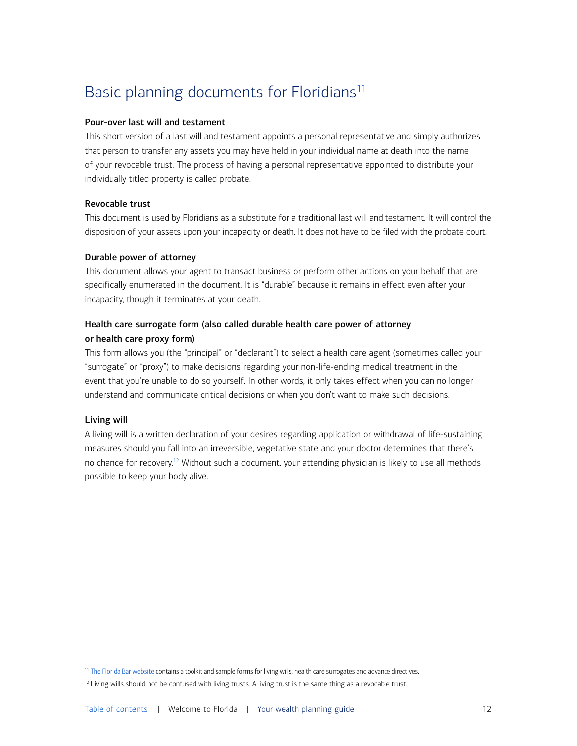# Basic planning documents for Floridians[11]

**Pour-over last will and testament**

This short version of a last will and testament appoints a personal representative and simply authorizes that person to transfer any assets you may have held in your individual name at death into the name of your revocable trust. The process of having a personal representative appointed to distribute your individually titled property is called probate.

**Revocable trust**

This document is used by Floridians as a substitute for a traditional last will and testament. It will control the disposition of your assets upon your incapacity or death. It does not have to be filed with the probate court.

**Durable power of attorney**

This document allows your agent to transact business or perform other actions on your behalf that are specifically enumerated in the document. It is "durable" because it remains in effect even after your incapacity, though it terminates at your death.

**Health care surrogate form (also called durable health care power of attorney or health care proxy form)**

This form allows you (the "principal" or "declarant") to select a health care agent (sometimes called your "surrogate" or "proxy") to make decisions regarding your non-life-ending medical treatment in the event that you're unable to do so yourself. In other words, it only takes effect when you can no longer understand and communicate critical decisions or when you don't want to make such decisions.

**Living will**

A living will is a written declaration of your desires regarding application or withdrawal of life-sustaining measures should you fall into an irreversible, vegetative state and your doctor determines that there's no chance for recovery.[12] Without such a document, your attending physician is likely to use all methods possible to keep your body alive.

[11] The Florida Bar website contains a toolkit and sample forms for living wills, health care surrogates and advance directives.

[12] Living wills should not be confused with living trusts. A living trust is the same thing as a revocable trust.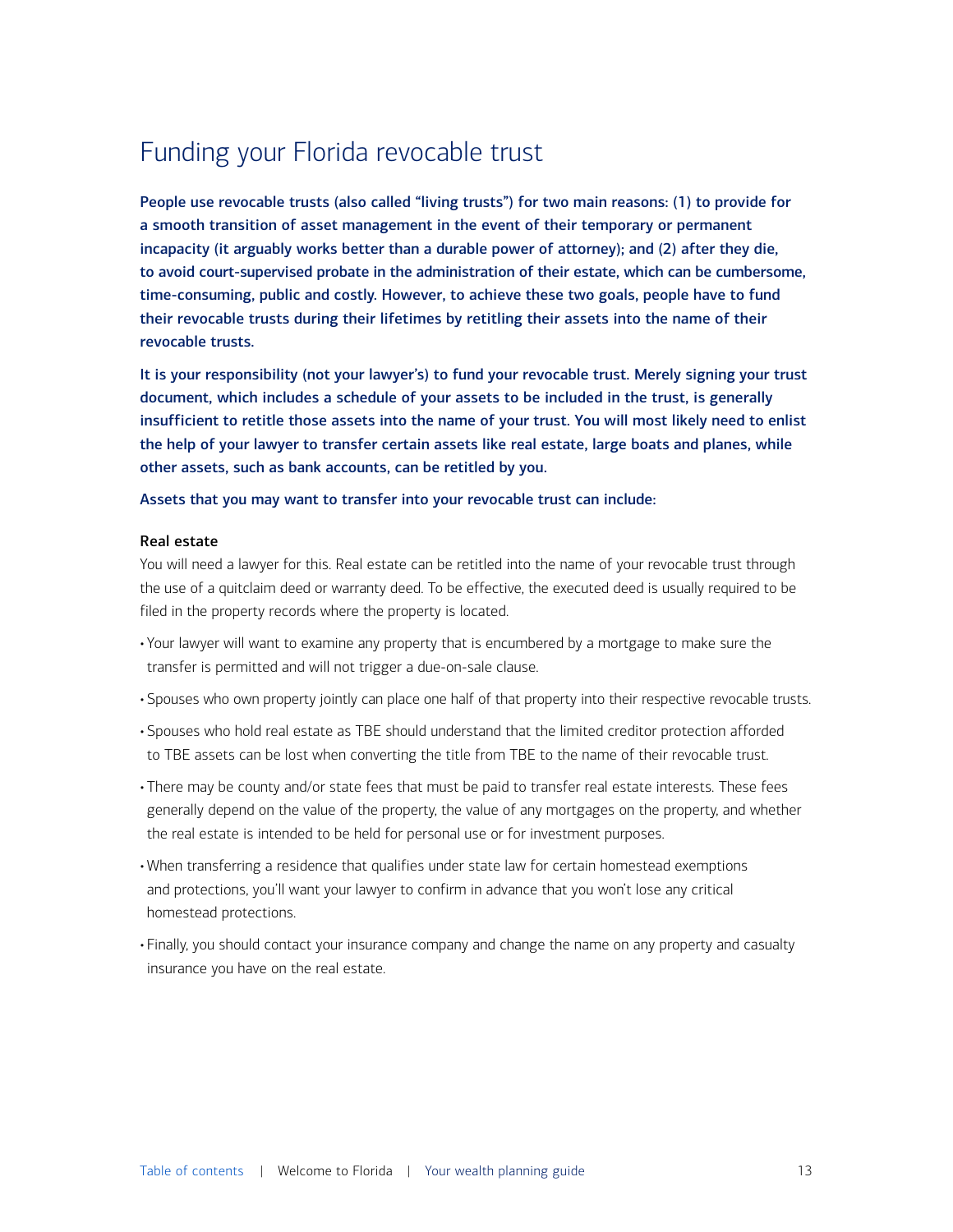# Funding your Florida revocable trust

**People use revocable trusts (also called "living trusts") for two main reasons: (1) to provide for a smooth transition of asset management in the event of their temporary or permanent incapacity (it arguably works better than a durable power of attorney); and (2) after they die, to avoid court-supervised probate in the administration of their estate, which can be cumbersome, time-consuming, public and costly. However, to achieve these two goals, people have to fund their revocable trusts during their lifetimes by retitling their assets into the name of their revocable trusts.**

**It is your responsibility (not your lawyer's) to fund your revocable trust. Merely signing your trust document, which includes a schedule of your assets to be included in the trust, is generally insufficient to retitle those assets into the name of your trust. You will most likely need to enlist the help of your lawyer to transfer certain assets like real estate, large boats and planes, while other assets, such as bank accounts, can be retitled by you.**

**Assets that you may want to transfer into your revocable trust can include:**

### Real estate

You will need a lawyer for this. Real estate can be retitled into the name of your revocable trust through the use of a quitclaim deed or warranty deed. To be effective, the executed deed is usually required to be filed in the property records where the property is located.

- Your lawyer will want to examine any property that is encumbered by a mortgage to make sure the transfer is permitted and will not trigger a due-on-sale clause.
- Spouses who own property jointly can place one half of that property into their respective revocable trusts.
- Spouses who hold real estate as TBE should understand that the limited creditor protection afforded to TBE assets can be lost when converting the title from TBE to the name of their revocable trust.
- There may be county and/or state fees that must be paid to transfer real estate interests. These fees generally depend on the value of the property, the value of any mortgages on the property, and whether the real estate is intended to be held for personal use or for investment purposes.
- When transferring a residence that qualifies under state law for certain homestead exemptions and protections, you'll want your lawyer to confirm in advance that you won't lose any critical homestead protections.
- Finally, you should contact your insurance company and change the name on any property and casualty insurance you have on the real estate.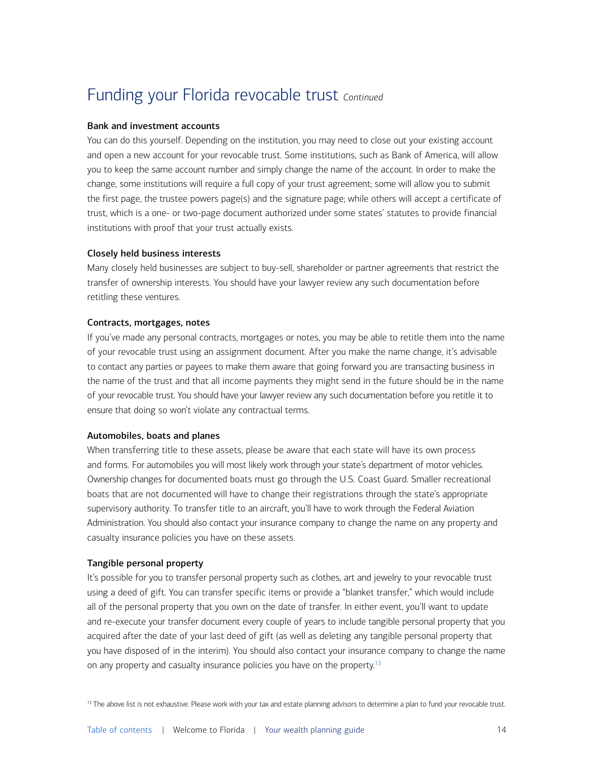# Funding your Florida revocable trust *Continued*

### Bank and investment accounts

You can do this yourself. Depending on the institution, you may need to close out your existing account and open a new account for your revocable trust. Some institutions, such as Bank of America, will allow you to keep the same account number and simply change the name of the account. In order to make the change, some institutions will require a full copy of your trust agreement; some will allow you to submit the first page, the trustee powers page(s) and the signature page; while others will accept a certificate of trust, which is a one- or two-page document authorized under some states' statutes to provide financial institutions with proof that your trust actually exists.

### Closely held business interests

Many closely held businesses are subject to buy-sell, shareholder or partner agreements that restrict the transfer of ownership interests. You should have your lawyer review any such documentation before retitling these ventures.

### Contracts, mortgages, notes

If you've made any personal contracts, mortgages or notes, you may be able to retitle them into the name of your revocable trust using an assignment document. After you make the name change, it's advisable to contact any parties or payees to make them aware that going forward you are transacting business in the name of the trust and that all income payments they might send in the future should be in the name of your revocable trust. You should have your lawyer review any such documentation before you retitle it to ensure that doing so won't violate any contractual terms.

### Automobiles, boats and planes

When transferring title to these assets, please be aware that each state will have its own process and forms. For automobiles you will most likely work through your state's department of motor vehicles. Ownership changes for documented boats must go through the U.S. Coast Guard. Smaller recreational boats that are not documented will have to change their registrations through the state's appropriate supervisory authority. To transfer title to an aircraft, you'll have to work through the Federal Aviation Administration. You should also contact your insurance company to change the name on any property and casualty insurance policies you have on these assets.

### Tangible personal property

It's possible for you to transfer personal property such as clothes, art and jewelry to your revocable trust using a deed of gift. You can transfer specific items or provide a "blanket transfer," which would include all of the personal property that you own on the date of transfer. In either event, you'll want to update and re-execute your transfer document every couple of years to include tangible personal property that you acquired after the date of your last deed of gift (as well as deleting any tangible personal property that you have disposed of in the interim). You should also contact your insurance company to change the name on any property and casualty insurance policies you have on the property.[13]

[13] The above list is not exhaustive. Please work with your tax and estate planning advisors to determine a plan to fund your revocable trust.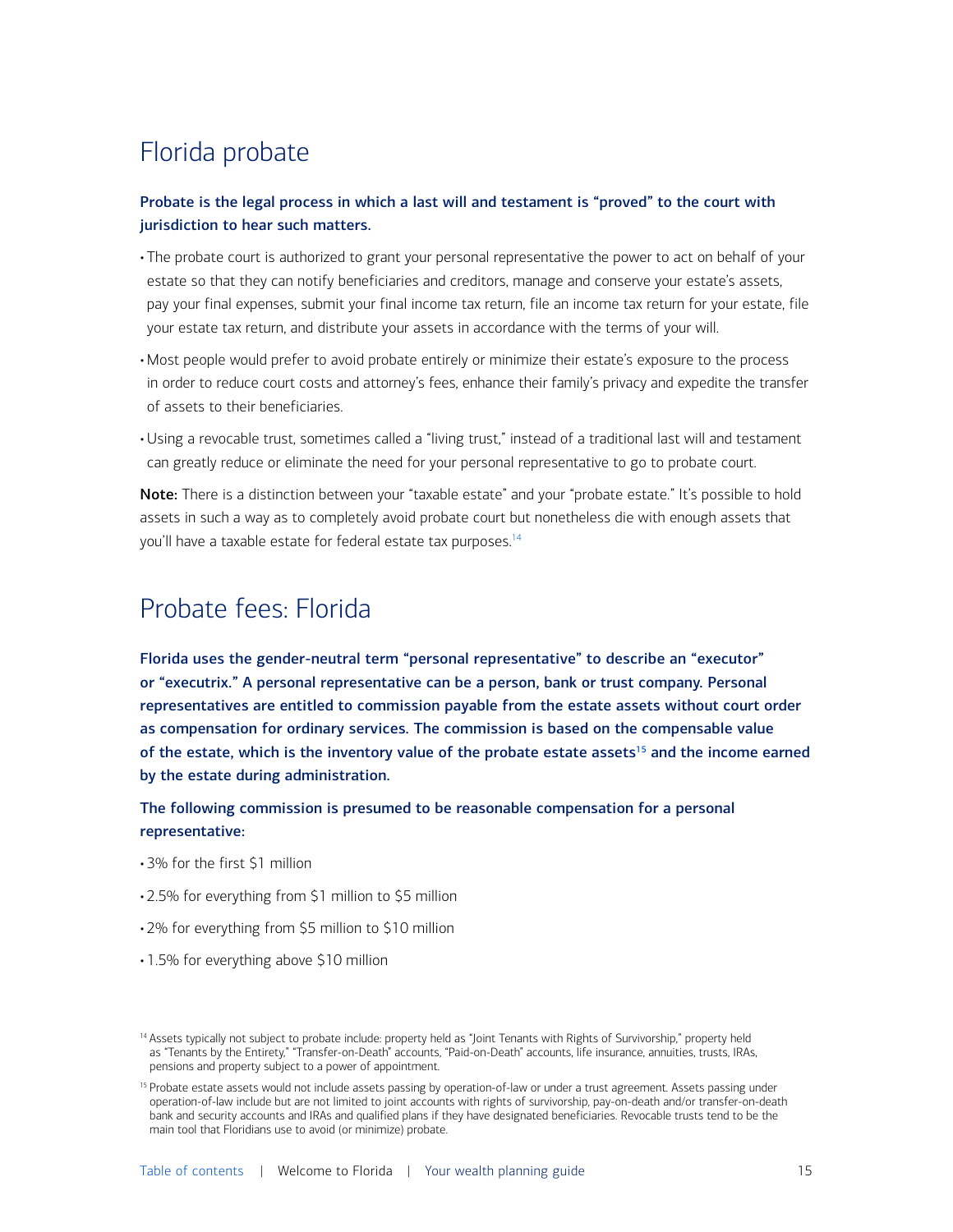## Florida probate

**Probate is the legal process in which a last will and testament is "proved" to the court with jurisdiction to hear such matters.**

- The probate court is authorized to grant your personal representative the power to act on behalf of your estate so that they can notify beneficiaries and creditors, manage and conserve your estate's assets, pay your final expenses, submit your final income tax return, file an income tax return for your estate, file your estate tax return, and distribute your assets in accordance with the terms of your will.
- Most people would prefer to avoid probate entirely or minimize their estate's exposure to the process in order to reduce court costs and attorney's fees, enhance their family's privacy and expedite the transfer of assets to their beneficiaries.
- Using a revocable trust, sometimes called a "living trust," instead of a traditional last will and testament can greatly reduce or eliminate the need for your personal representative to go to probate court.

**Note:** There is a distinction between your "taxable estate" and your "probate estate." It's possible to hold assets in such a way as to completely avoid probate court but nonetheless die with enough assets that you'll have a taxable estate for federal estate tax purposes.[14]

## Probate fees: Florida

**Florida uses the gender-neutral term "personal representative" to describe an "executor" or "executrix." A personal representative can be a person, bank or trust company. Personal representatives are entitled to commission payable from the estate assets without court order as compensation for ordinary services. The commission is based on the compensable value of the estate, which is the inventory value of the probate estate assets[15] and the income earned by the estate during administration.**

**The following commission is presumed to be reasonable compensation for a personal representative:**

- 3% for the first $1 million
- 2.5% for everything from $1 million to $5 million
- 2% for everything from $5 million to $10 million
- 1.5% for everything above $10 million

[14] Assets typically not subject to probate include: property held as "Joint Tenants with Rights of Survivorship," property held as "Tenants by the Entirety," "Transfer-on-Death" accounts, "Paid-on-Death" accounts, life insurance, annuities, trusts, IRAs, pensions and property subject to a power of appointment.

[15] Probate estate assets would not include assets passing by operation-of-law or under a trust agreement. Assets passing under operation-of-law include but are not limited to joint accounts with rights of survivorship, pay-on-death and/or transfer-on-death bank and security accounts and IRAs and qualified plans if they have designated beneficiaries. Revocable trusts tend to be the main tool that Floridians use to avoid (or minimize) probate.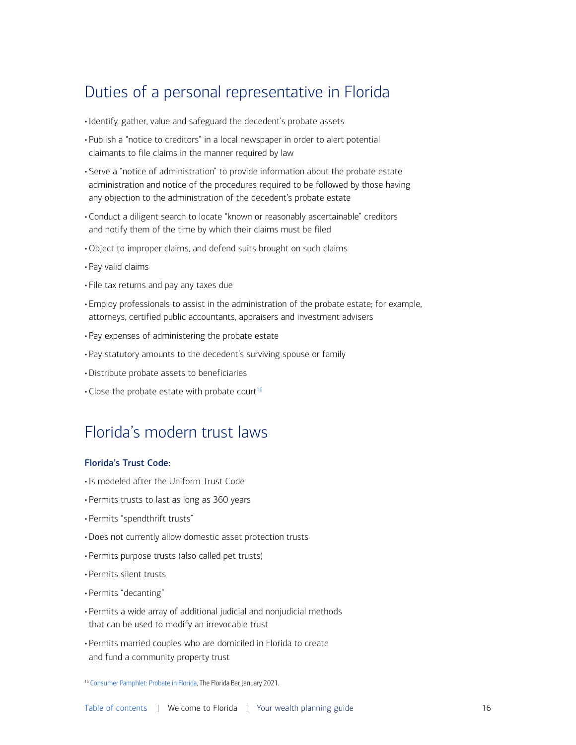## Duties of a personal representative in Florida

- Identify, gather, value and safeguard the decedent's probate assets
- Publish a "notice to creditors" in a local newspaper in order to alert potential claimants to file claims in the manner required by law
- Serve a "notice of administration" to provide information about the probate estate administration and notice of the procedures required to be followed by those having any objection to the administration of the decedent's probate estate
- Conduct a diligent search to locate "known or reasonably ascertainable" creditors and notify them of the time by which their claims must be filed
- Object to improper claims, and defend suits brought on such claims
- Pay valid claims
- File tax returns and pay any taxes due
- Employ professionals to assist in the administration of the probate estate; for example, attorneys, certified public accountants, appraisers and investment advisers
- Pay expenses of administering the probate estate
- Pay statutory amounts to the decedent's surviving spouse or family
- Distribute probate assets to beneficiaries
- Close the probate estate with probate court[16]

## Florida's modern trust laws

**Florida's Trust Code:**

- Is modeled after the Uniform Trust Code
- Permits trusts to last as long as 360 years
- Permits "spendthrift trusts"
- Does not currently allow domestic asset protection trusts
- Permits purpose trusts (also called pet trusts)
- Permits silent trusts
- Permits "decanting"
- Permits a wide array of additional judicial and nonjudicial methods that can be used to modify an irrevocable trust
- Permits married couples who are domiciled in Florida to create and fund a community property trust

[16] Consumer Pamphlet: Probate in Florida, The Florida Bar, January 2021.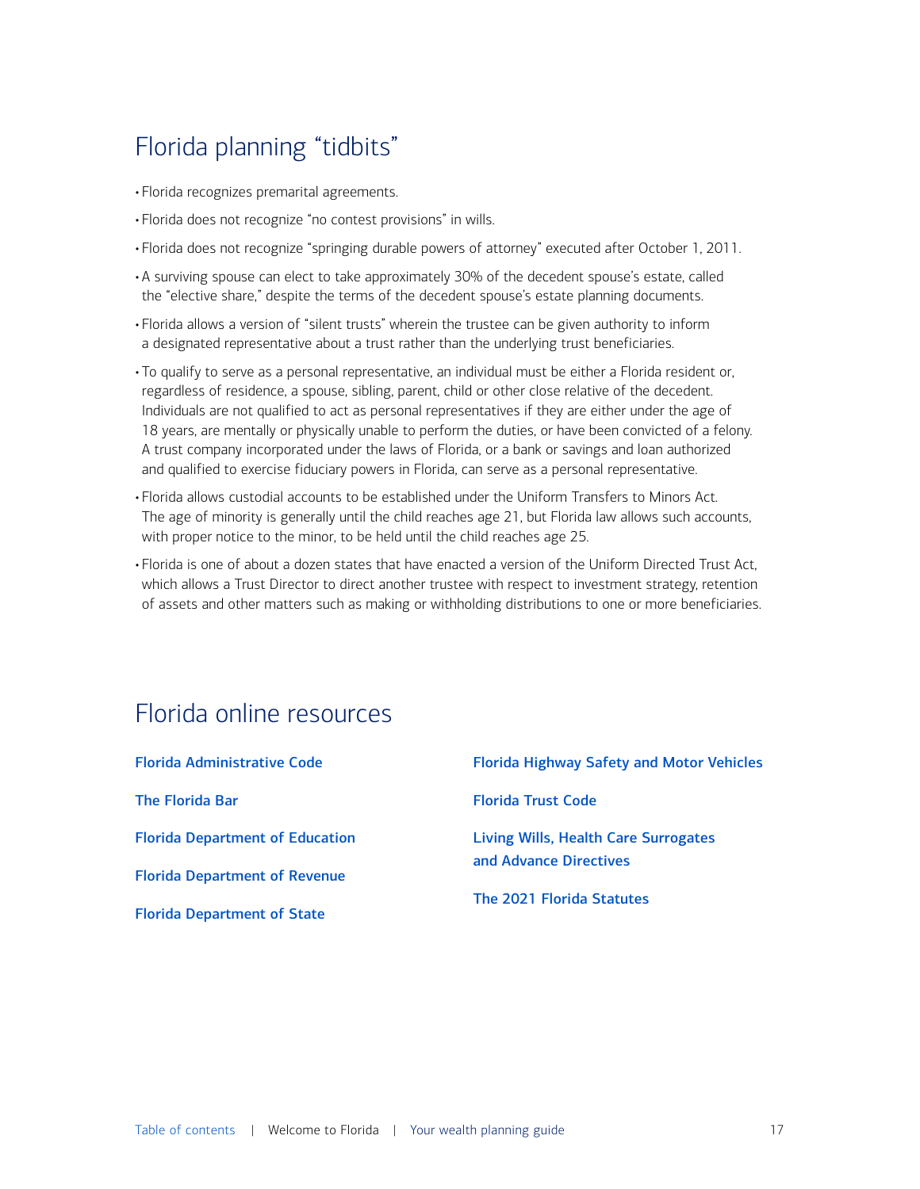## Florida planning "tidbits"

- Florida recognizes premarital agreements.
- Florida does not recognize "no contest provisions" in wills.
- Florida does not recognize "springing durable powers of attorney" executed after October 1, 2011.
- A surviving spouse can elect to take approximately 30% of the decedent spouse's estate, called the "elective share," despite the terms of the decedent spouse's estate planning documents.
- Florida allows a version of "silent trusts" wherein the trustee can be given authority to inform a designated representative about a trust rather than the underlying trust beneficiaries.
- To qualify to serve as a personal representative, an individual must be either a Florida resident or, regardless of residence, a spouse, sibling, parent, child or other close relative of the decedent. Individuals are not qualified to act as personal representatives if they are either under the age of 18 years, are mentally or physically unable to perform the duties, or have been convicted of a felony. A trust company incorporated under the laws of Florida, or a bank or savings and loan authorized and qualified to exercise fiduciary powers in Florida, can serve as a personal representative.
- Florida allows custodial accounts to be established under the Uniform Transfers to Minors Act. The age of minority is generally until the child reaches age 21, but Florida law allows such accounts, with proper notice to the minor, to be held until the child reaches age 25.
- Florida is one of about a dozen states that have enacted a version of the Uniform Directed Trust Act, which allows a Trust Director to direct another trustee with respect to investment strategy, retention of assets and other matters such as making or withholding distributions to one or more beneficiaries.

## Florida online resources

**Florida Administrative Code**

**The Florida Bar**

**Florida Department of Education**

**Florida Department of Revenue**

**Florida Department of State**

**Florida Highway Safety and Motor Vehicles**

**Florida Trust Code**

**Living Wills, Health Care Surrogates and Advance Directives**

**The 2021 Florida Statutes**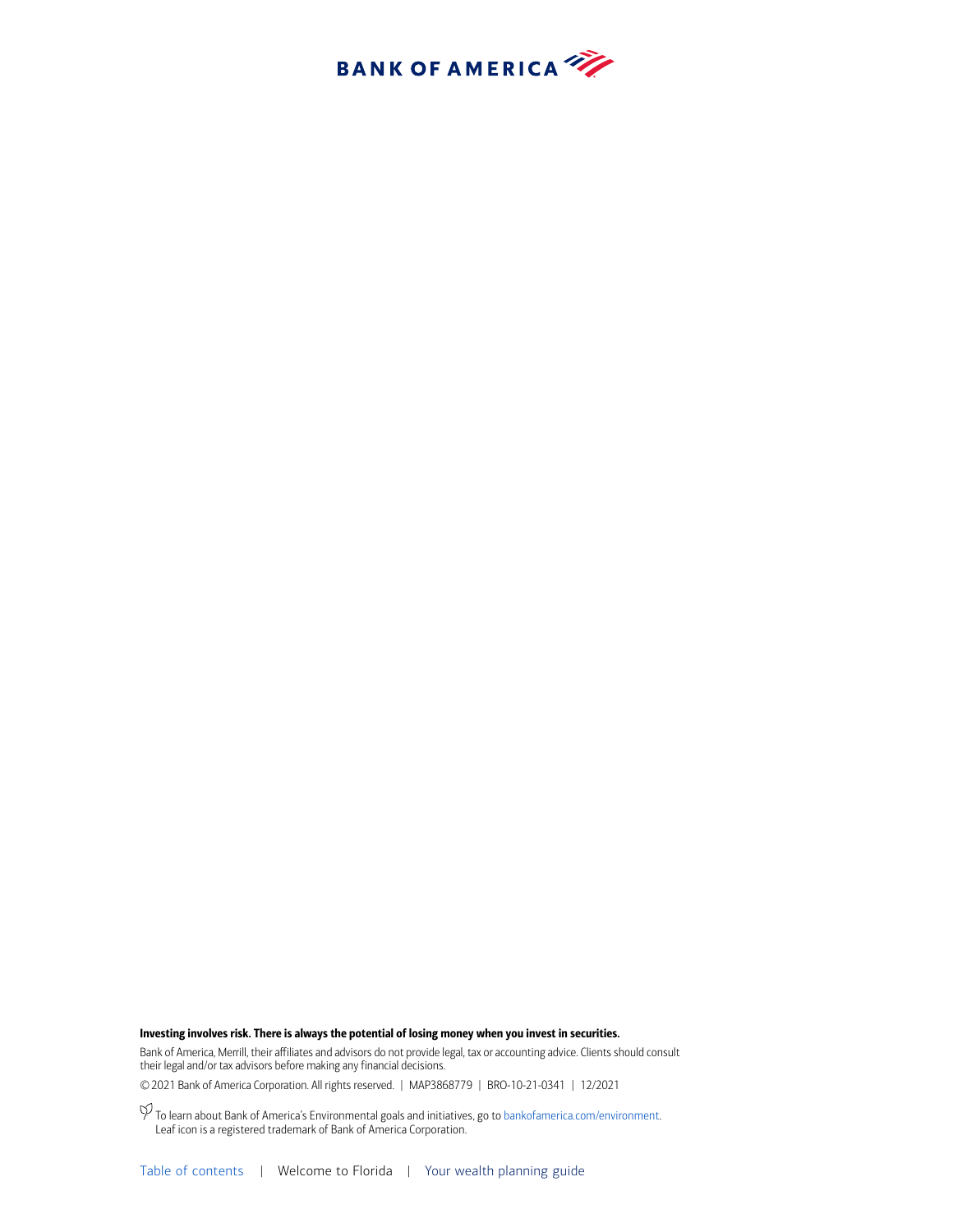BANK OF AMERICA

**Investing involves risk. There is always the potential of losing money when you invest in securities.**

Bank of America, Merrill, their affiliates and advisors do not provide legal, tax or accounting advice. Clients should consult their legal and/or tax advisors before making any financial decisions.

© 2021 Bank of America Corporation. All rights reserved. | MAP3868779 | BRO-10-21-0341 | 12/2021

To learn about Bank of America's Environmental goals and initiatives, go to bankofamerica.com/environment. Leaf icon is a registered trademark of Bank of America Corporation.